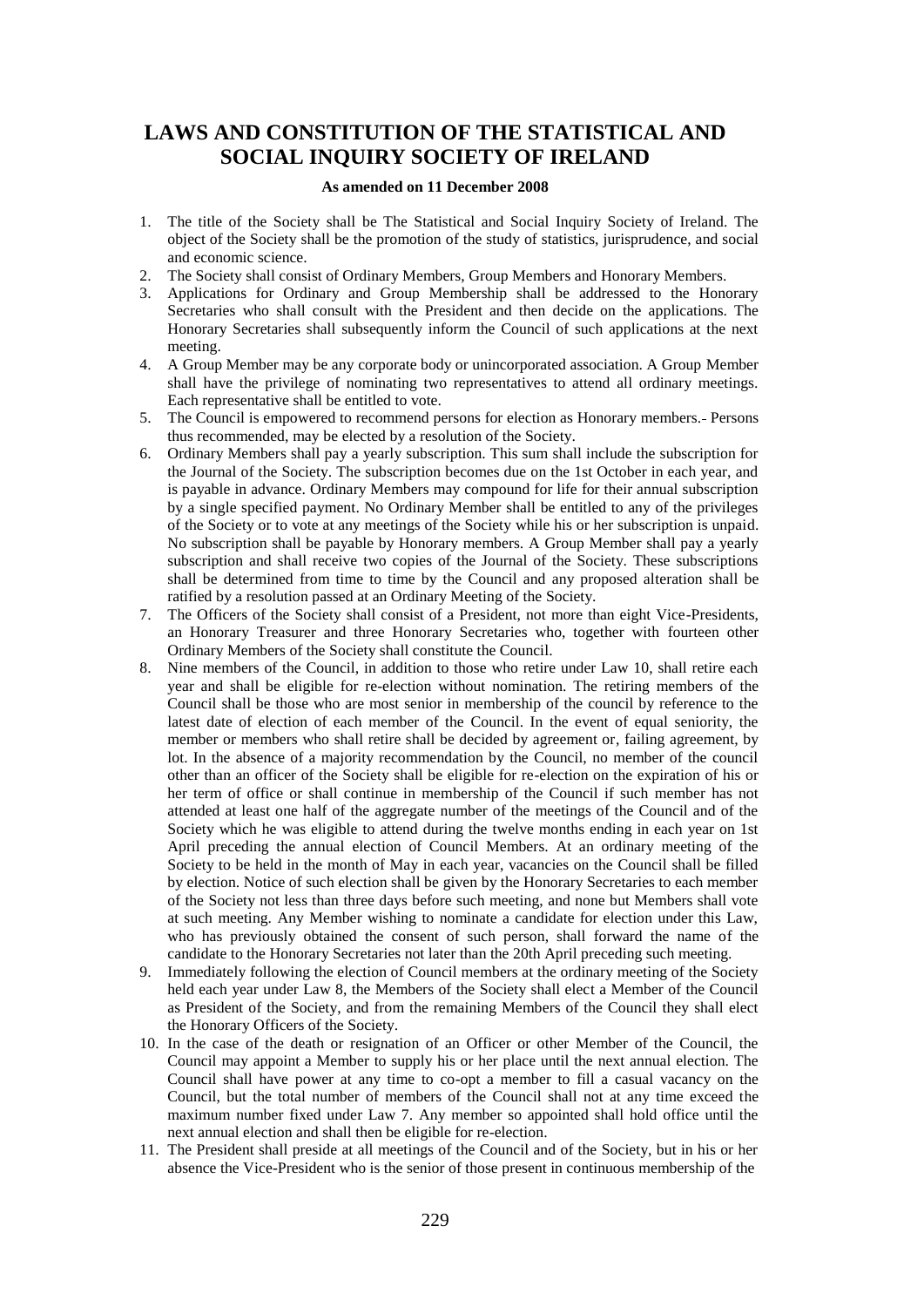# LAWS AND CONSTITUTION OF THE STATISTICAL AND SOCIAL INQUIRY SOCIETY OF IRELAND

**As amended on 11 December 2008**

1. The title of the Society shall be The Statistical and Social Inquiry Society of Ireland. The object of the Society shall be the promotion of the study of statistics, jurisprudence, and social and economic science.
2. The Society shall consist of Ordinary Members, Group Members and Honorary Members.
3. Applications for Ordinary and Group Membership shall be addressed to the Honorary Secretaries who shall consult with the President and then decide on the applications. The Honorary Secretaries shall subsequently inform the Council of such applications at the next meeting.
4. A Group Member may be any corporate body or unincorporated association. A Group Member shall have the privilege of nominating two representatives to attend all ordinary meetings. Each representative shall be entitled to vote.
5. The Council is empowered to recommend persons for election as Honorary members.- Persons thus recommended, may be elected by a resolution of the Society.
6. Ordinary Members shall pay a yearly subscription. This sum shall include the subscription for the Journal of the Society. The subscription becomes due on the 1st October in each year, and is payable in advance. Ordinary Members may compound for life for their annual subscription by a single specified payment. No Ordinary Member shall be entitled to any of the privileges of the Society or to vote at any meetings of the Society while his or her subscription is unpaid. No subscription shall be payable by Honorary members. A Group Member shall pay a yearly subscription and shall receive two copies of the Journal of the Society. These subscriptions shall be determined from time to time by the Council and any proposed alteration shall be ratified by a resolution passed at an Ordinary Meeting of the Society.
7. The Officers of the Society shall consist of a President, not more than eight Vice-Presidents, an Honorary Treasurer and three Honorary Secretaries who, together with fourteen other Ordinary Members of the Society shall constitute the Council.
8. Nine members of the Council, in addition to those who retire under Law 10, shall retire each year and shall be eligible for re-election without nomination. The retiring members of the Council shall be those who are most senior in membership of the council by reference to the latest date of election of each member of the Council. In the event of equal seniority, the member or members who shall retire shall be decided by agreement or, failing agreement, by lot. In the absence of a majority recommendation by the Council, no member of the council other than an officer of the Society shall be eligible for re-election on the expiration of his or her term of office or shall continue in membership of the Council if such member has not attended at least one half of the aggregate number of the meetings of the Council and of the Society which he was eligible to attend during the twelve months ending in each year on 1st April preceding the annual election of Council Members. At an ordinary meeting of the Society to be held in the month of May in each year, vacancies on the Council shall be filled by election. Notice of such election shall be given by the Honorary Secretaries to each member of the Society not less than three days before such meeting, and none but Members shall vote at such meeting. Any Member wishing to nominate a candidate for election under this Law, who has previously obtained the consent of such person, shall forward the name of the candidate to the Honorary Secretaries not later than the 20th April preceding such meeting.
9. Immediately following the election of Council members at the ordinary meeting of the Society held each year under Law 8, the Members of the Society shall elect a Member of the Council as President of the Society, and from the remaining Members of the Council they shall elect the Honorary Officers of the Society.
10. In the case of the death or resignation of an Officer or other Member of the Council, the Council may appoint a Member to supply his or her place until the next annual election. The Council shall have power at any time to co-opt a member to fill a casual vacancy on the Council, but the total number of members of the Council shall not at any time exceed the maximum number fixed under Law 7. Any member so appointed shall hold office until the next annual election and shall then be eligible for re-election.
11. The President shall preside at all meetings of the Council and of the Society, but in his or her absence the Vice-President who is the senior of those present in continuous membership of the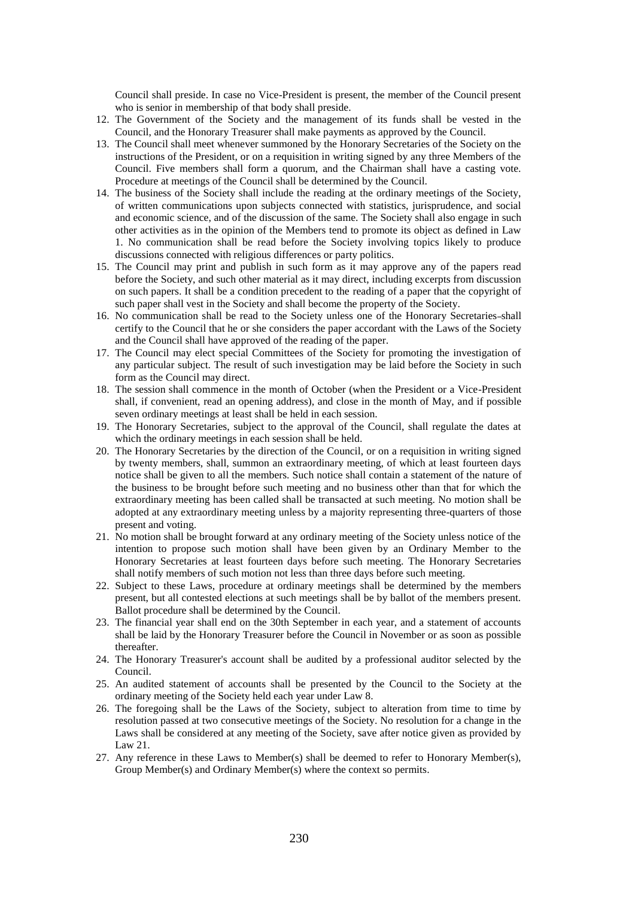Council shall preside. In case no Vice-President is present, the member of the Council present who is senior in membership of that body shall preside.

12. The Government of the Society and the management of its funds shall be vested in the Council, and the Honorary Treasurer shall make payments as approved by the Council.
13. The Council shall meet whenever summoned by the Honorary Secretaries of the Society on the instructions of the President, or on a requisition in writing signed by any three Members of the Council. Five members shall form a quorum, and the Chairman shall have a casting vote. Procedure at meetings of the Council shall be determined by the Council.
14. The business of the Society shall include the reading at the ordinary meetings of the Society, of written communications upon subjects connected with statistics, jurisprudence, and social and economic science, and of the discussion of the same. The Society shall also engage in such other activities as in the opinion of the Members tend to promote its object as defined in Law 1. No communication shall be read before the Society involving topics likely to produce discussions connected with religious differences or party politics.
15. The Council may print and publish in such form as it may approve any of the papers read before the Society, and such other material as it may direct, including excerpts from discussion on such papers. It shall be a condition precedent to the reading of a paper that the copyright of such paper shall vest in the Society and shall become the property of the Society.
16. No communication shall be read to the Society unless one of the Honorary Secretaries shall certify to the Council that he or she considers the paper accordant with the Laws of the Society and the Council shall have approved of the reading of the paper.
17. The Council may elect special Committees of the Society for promoting the investigation of any particular subject. The result of such investigation may be laid before the Society in such form as the Council may direct.
18. The session shall commence in the month of October (when the President or a Vice-President shall, if convenient, read an opening address), and close in the month of May, and if possible seven ordinary meetings at least shall be held in each session.
19. The Honorary Secretaries, subject to the approval of the Council, shall regulate the dates at which the ordinary meetings in each session shall be held.
20. The Honorary Secretaries by the direction of the Council, or on a requisition in writing signed by twenty members, shall, summon an extraordinary meeting, of which at least fourteen days notice shall be given to all the members. Such notice shall contain a statement of the nature of the business to be brought before such meeting and no business other than that for which the extraordinary meeting has been called shall be transacted at such meeting. No motion shall be adopted at any extraordinary meeting unless by a majority representing three-quarters of those present and voting.
21. No motion shall be brought forward at any ordinary meeting of the Society unless notice of the intention to propose such motion shall have been given by an Ordinary Member to the Honorary Secretaries at least fourteen days before such meeting. The Honorary Secretaries shall notify members of such motion not less than three days before such meeting.
22. Subject to these Laws, procedure at ordinary meetings shall be determined by the members present, but all contested elections at such meetings shall be by ballot of the members present. Ballot procedure shall be determined by the Council.
23. The financial year shall end on the 30th September in each year, and a statement of accounts shall be laid by the Honorary Treasurer before the Council in November or as soon as possible thereafter.
24. The Honorary Treasurer's account shall be audited by a professional auditor selected by the Council.
25. An audited statement of accounts shall be presented by the Council to the Society at the ordinary meeting of the Society held each year under Law 8.
26. The foregoing shall be the Laws of the Society, subject to alteration from time to time by resolution passed at two consecutive meetings of the Society. No resolution for a change in the Laws shall be considered at any meeting of the Society, save after notice given as provided by Law 21.
27. Any reference in these Laws to Member(s) shall be deemed to refer to Honorary Member(s), Group Member(s) and Ordinary Member(s) where the context so permits.